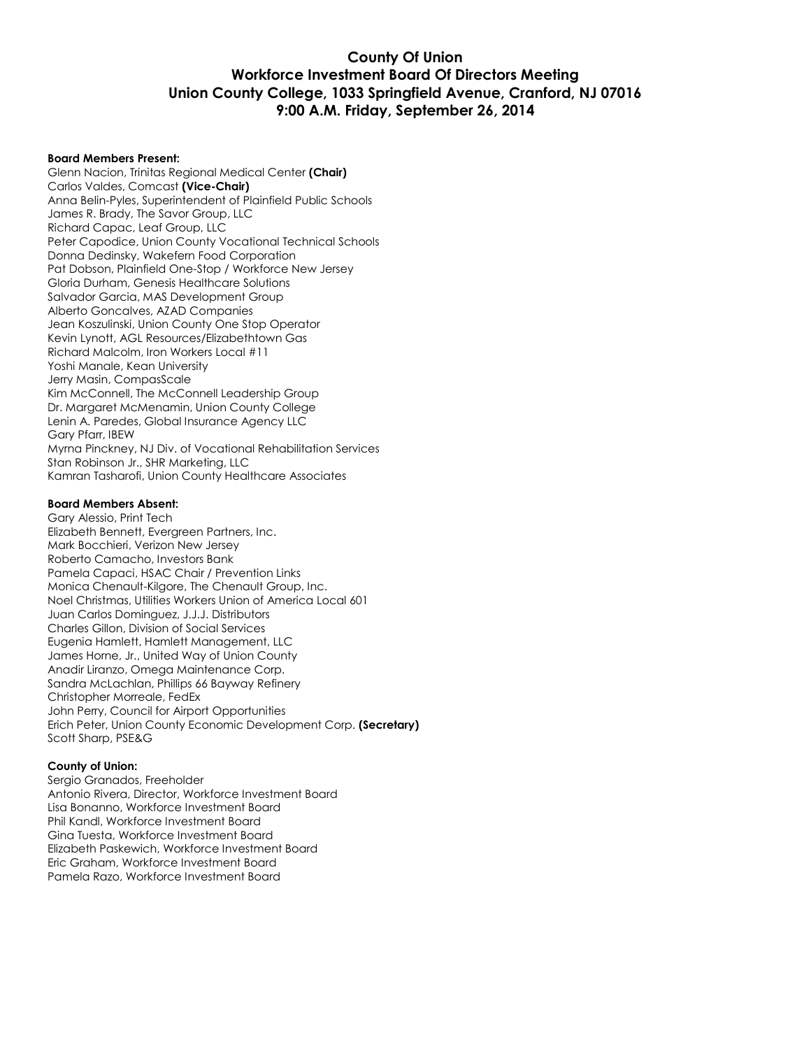# County Of Union
## Workforce Investment Board Of Directors Meeting
## Union County College, 1033 Springfield Avenue, Cranford, NJ 07016
## 9:00 A.M. Friday, September 26, 2014

**Board Members Present:**
Glenn Nacion, Trinitas Regional Medical Center **(Chair)**
Carlos Valdes, Comcast **(Vice-Chair)**
Anna Belin-Pyles, Superintendent of Plainfield Public Schools
James R. Brady, The Savor Group, LLC
Richard Capac, Leaf Group, LLC
Peter Capodice, Union County Vocational Technical Schools
Donna Dedinsky, Wakefern Food Corporation
Pat Dobson, Plainfield One-Stop / Workforce New Jersey
Gloria Durham, Genesis Healthcare Solutions
Salvador Garcia, MAS Development Group
Alberto Goncalves, AZAD Companies
Jean Koszulinski, Union County One Stop Operator
Kevin Lynott, AGL Resources/Elizabethtown Gas
Richard Malcolm, Iron Workers Local #11
Yoshi Manale, Kean University
Jerry Masin, CompasScale
Kim McConnell, The McConnell Leadership Group
Dr. Margaret McMenamin, Union County College
Lenin A. Paredes, Global Insurance Agency LLC
Gary Pfarr, IBEW
Myrna Pinckney, NJ Div. of Vocational Rehabilitation Services
Stan Robinson Jr., SHR Marketing, LLC
Kamran Tasharofi, Union County Healthcare Associates

**Board Members Absent:**
Gary Alessio, Print Tech
Elizabeth Bennett, Evergreen Partners, Inc.
Mark Bocchieri, Verizon New Jersey
Roberto Camacho, Investors Bank
Pamela Capaci, HSAC Chair / Prevention Links
Monica Chenault-Kilgore, The Chenault Group, Inc.
Noel Christmas, Utilities Workers Union of America Local 601
Juan Carlos Dominguez, J.J.J. Distributors
Charles Gillon, Division of Social Services
Eugenia Hamlett, Hamlett Management, LLC
James Horne, Jr., United Way of Union County
Anadir Liranzo, Omega Maintenance Corp.
Sandra McLachlan, Phillips 66 Bayway Refinery
Christopher Morreale, FedEx
John Perry, Council for Airport Opportunities
Erich Peter, Union County Economic Development Corp. **(Secretary)**
Scott Sharp, PSE&G

**County of Union:**
Sergio Granados, Freeholder
Antonio Rivera, Director, Workforce Investment Board
Lisa Bonanno, Workforce Investment Board
Phil Kandl, Workforce Investment Board
Gina Tuesta, Workforce Investment Board
Elizabeth Paskewich, Workforce Investment Board
Eric Graham, Workforce Investment Board
Pamela Razo, Workforce Investment Board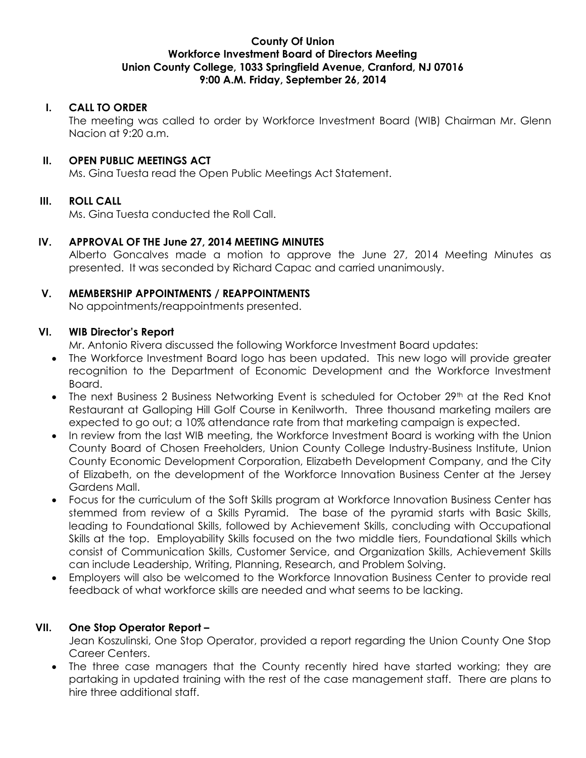**County Of Union**
**Workforce Investment Board of Directors Meeting**
**Union County College, 1033 Springfield Avenue, Cranford, NJ 07016**
**9:00 A.M. Friday, September 26, 2014**

## I. CALL TO ORDER

The meeting was called to order by Workforce Investment Board (WIB) Chairman Mr. Glenn Nacion at 9:20 a.m.

## II. OPEN PUBLIC MEETINGS ACT

Ms. Gina Tuesta read the Open Public Meetings Act Statement.

## III. ROLL CALL

Ms. Gina Tuesta conducted the Roll Call.

## IV. APPROVAL OF THE June 27, 2014 MEETING MINUTES

Alberto Goncalves made a motion to approve the June 27, 2014 Meeting Minutes as presented. It was seconded by Richard Capac and carried unanimously.

## V. MEMBERSHIP APPOINTMENTS / REAPPOINTMENTS

No appointments/reappointments presented.

## VI. WIB Director's Report

Mr. Antonio Rivera discussed the following Workforce Investment Board updates:

- The Workforce Investment Board logo has been updated. This new logo will provide greater recognition to the Department of Economic Development and the Workforce Investment Board.
- The next Business 2 Business Networking Event is scheduled for October 29th at the Red Knot Restaurant at Galloping Hill Golf Course in Kenilworth. Three thousand marketing mailers are expected to go out; a 10% attendance rate from that marketing campaign is expected.
- In review from the last WIB meeting, the Workforce Investment Board is working with the Union County Board of Chosen Freeholders, Union County College Industry-Business Institute, Union County Economic Development Corporation, Elizabeth Development Company, and the City of Elizabeth, on the development of the Workforce Innovation Business Center at the Jersey Gardens Mall.
- Focus for the curriculum of the Soft Skills program at Workforce Innovation Business Center has stemmed from review of a Skills Pyramid. The base of the pyramid starts with Basic Skills, leading to Foundational Skills, followed by Achievement Skills, concluding with Occupational Skills at the top. Employability Skills focused on the two middle tiers, Foundational Skills which consist of Communication Skills, Customer Service, and Organization Skills, Achievement Skills can include Leadership, Writing, Planning, Research, and Problem Solving.
- Employers will also be welcomed to the Workforce Innovation Business Center to provide real feedback of what workforce skills are needed and what seems to be lacking.

## VII. One Stop Operator Report –

Jean Koszulinski, One Stop Operator, provided a report regarding the Union County One Stop Career Centers.

- The three case managers that the County recently hired have started working; they are partaking in updated training with the rest of the case management staff. There are plans to hire three additional staff.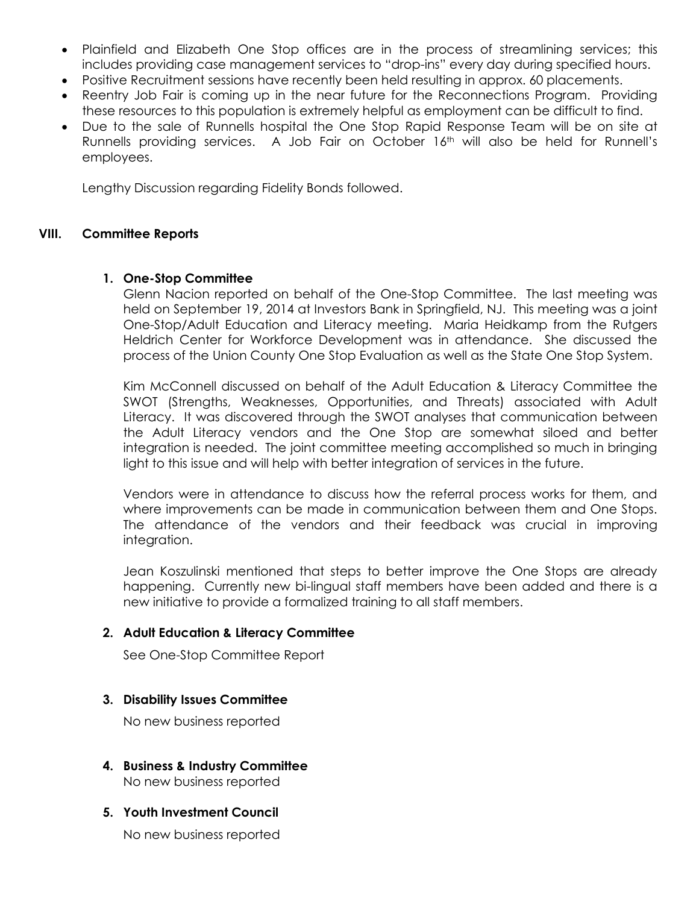- Plainfield and Elizabeth One Stop offices are in the process of streamlining services; this includes providing case management services to "drop-ins" every day during specified hours.
- Positive Recruitment sessions have recently been held resulting in approx. 60 placements.
- Reentry Job Fair is coming up in the near future for the Reconnections Program. Providing these resources to this population is extremely helpful as employment can be difficult to find.
- Due to the sale of Runnells hospital the One Stop Rapid Response Team will be on site at Runnells providing services. A Job Fair on October 16th will also be held for Runnell's employees.

Lengthy Discussion regarding Fidelity Bonds followed.

## VIII. Committee Reports

### 1. One-Stop Committee

Glenn Nacion reported on behalf of the One-Stop Committee. The last meeting was held on September 19, 2014 at Investors Bank in Springfield, NJ. This meeting was a joint One-Stop/Adult Education and Literacy meeting. Maria Heidkamp from the Rutgers Heldrich Center for Workforce Development was in attendance. She discussed the process of the Union County One Stop Evaluation as well as the State One Stop System.

Kim McConnell discussed on behalf of the Adult Education & Literacy Committee the SWOT (Strengths, Weaknesses, Opportunities, and Threats) associated with Adult Literacy. It was discovered through the SWOT analyses that communication between the Adult Literacy vendors and the One Stop are somewhat siloed and better integration is needed. The joint committee meeting accomplished so much in bringing light to this issue and will help with better integration of services in the future.

Vendors were in attendance to discuss how the referral process works for them, and where improvements can be made in communication between them and One Stops. The attendance of the vendors and their feedback was crucial in improving integration.

Jean Koszulinski mentioned that steps to better improve the One Stops are already happening. Currently new bi-lingual staff members have been added and there is a new initiative to provide a formalized training to all staff members.

### 2. Adult Education & Literacy Committee

See One-Stop Committee Report

### 3. Disability Issues Committee

No new business reported

### 4. Business & Industry Committee

No new business reported

### 5. Youth Investment Council

No new business reported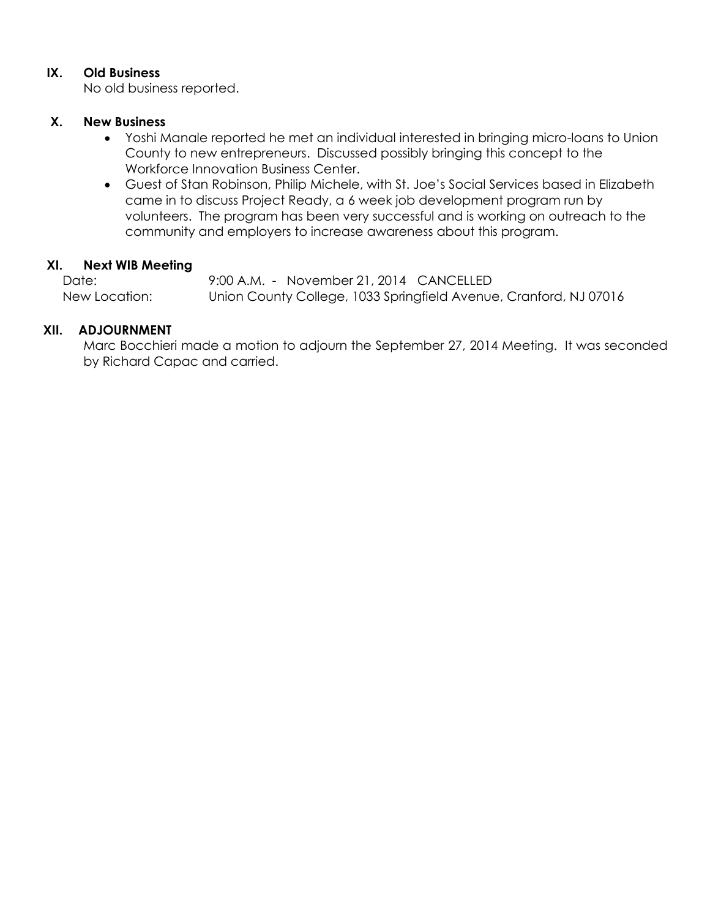## IX. Old Business

No old business reported.

## X. New Business

- Yoshi Manale reported he met an individual interested in bringing micro-loans to Union County to new entrepreneurs. Discussed possibly bringing this concept to the Workforce Innovation Business Center.
- Guest of Stan Robinson, Philip Michele, with St. Joe's Social Services based in Elizabeth came in to discuss Project Ready, a 6 week job development program run by volunteers. The program has been very successful and is working on outreach to the community and employers to increase awareness about this program.

## XI. Next WIB Meeting

| | |
|---|---|
| Date: | 9:00 A.M. - November 21, 2014 CANCELLED |
| New Location: | Union County College, 1033 Springfield Avenue, Cranford, NJ 07016 |

## XII. ADJOURNMENT

Marc Bocchieri made a motion to adjourn the September 27, 2014 Meeting. It was seconded by Richard Capac and carried.